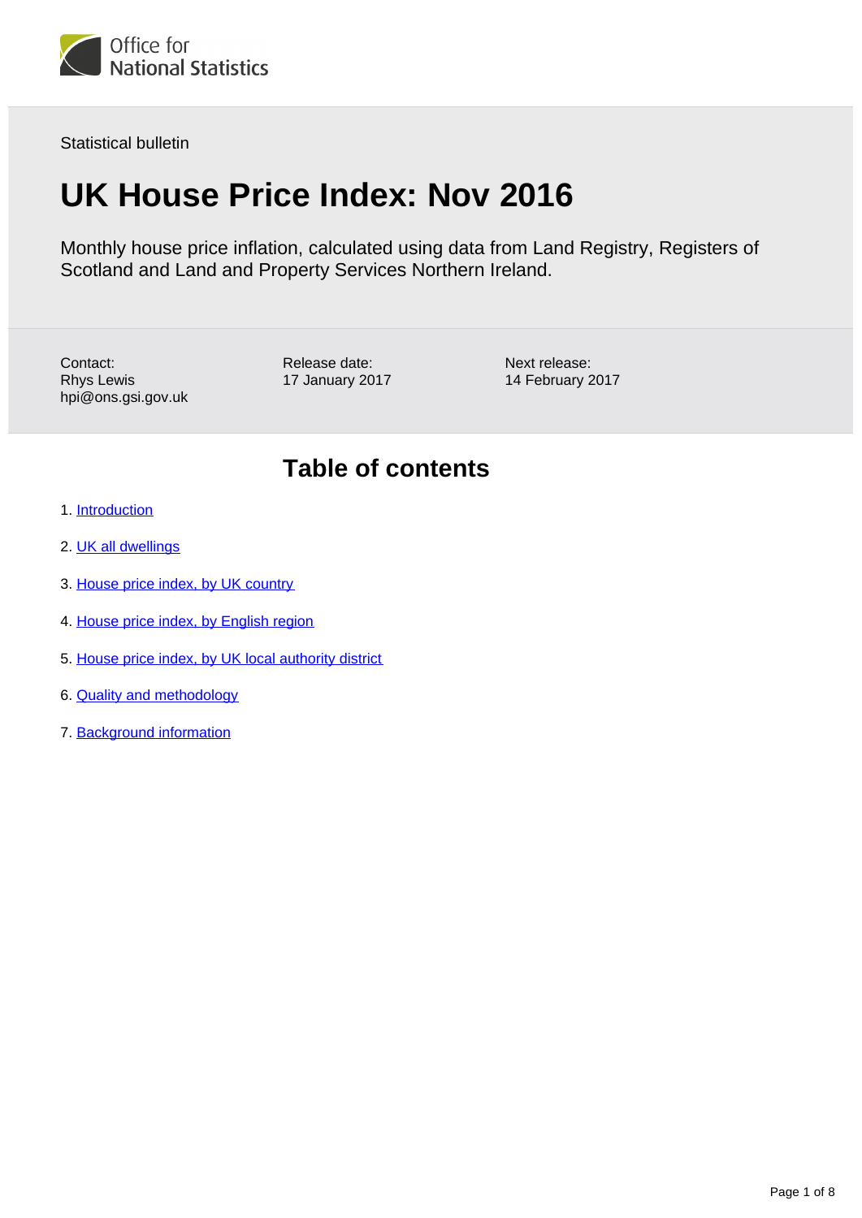Statistical bulletin

# UK House Price Index: Nov 2016

Monthly house price inflation, calculated using data from Land Registry, Registers of Scotland and Land and Property Services Northern Ireland.

Contact:
Rhys Lewis
hpi@ons.gsi.gov.uk

Release date:
17 January 2017

Next release:
14 February 2017

## Table of contents

1. Introduction
2. UK all dwellings
3. House price index, by UK country
4. House price index, by English region
5. House price index, by UK local authority district
6. Quality and methodology
7. Background information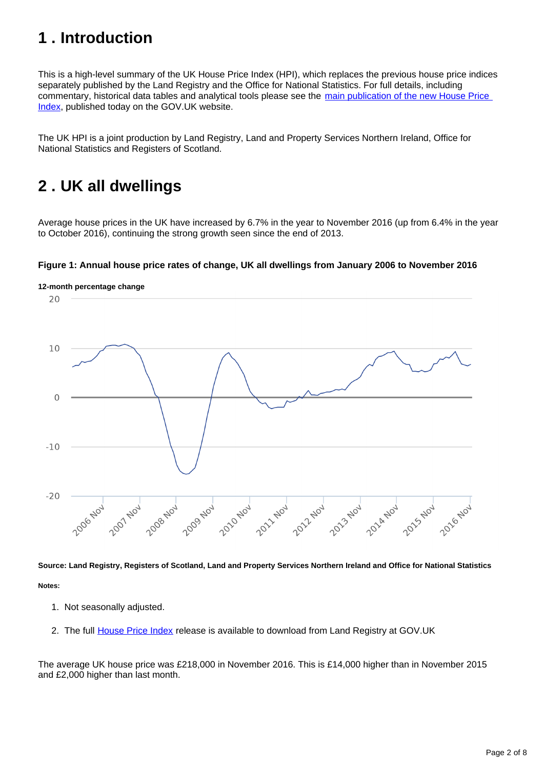# 1 . Introduction

This is a high-level summary of the UK House Price Index (HPI), which replaces the previous house price indices separately published by the Land Registry and the Office for National Statistics. For full details, including commentary, historical data tables and analytical tools please see the [main publication of the new House Price Index](), published today on the GOV.UK website.

The UK HPI is a joint production by Land Registry, Land and Property Services Northern Ireland, Office for National Statistics and Registers of Scotland.

# 2 . UK all dwellings

Average house prices in the UK have increased by 6.7% in the year to November 2016 (up from 6.4% in the year to October 2016), continuing the strong growth seen since the end of 2013.

**Figure 1: Annual house price rates of change, UK all dwellings from January 2006 to November 2016**

**12-month percentage change**

**Source: Land Registry, Registers of Scotland, Land and Property Services Northern Ireland and Office for National Statistics**

**Notes:**

1. Not seasonally adjusted.
2. The full [House Price Index]() release is available to download from Land Registry at GOV.UK

The average UK house price was £218,000 in November 2016. This is £14,000 higher than in November 2015 and £2,000 higher than last month.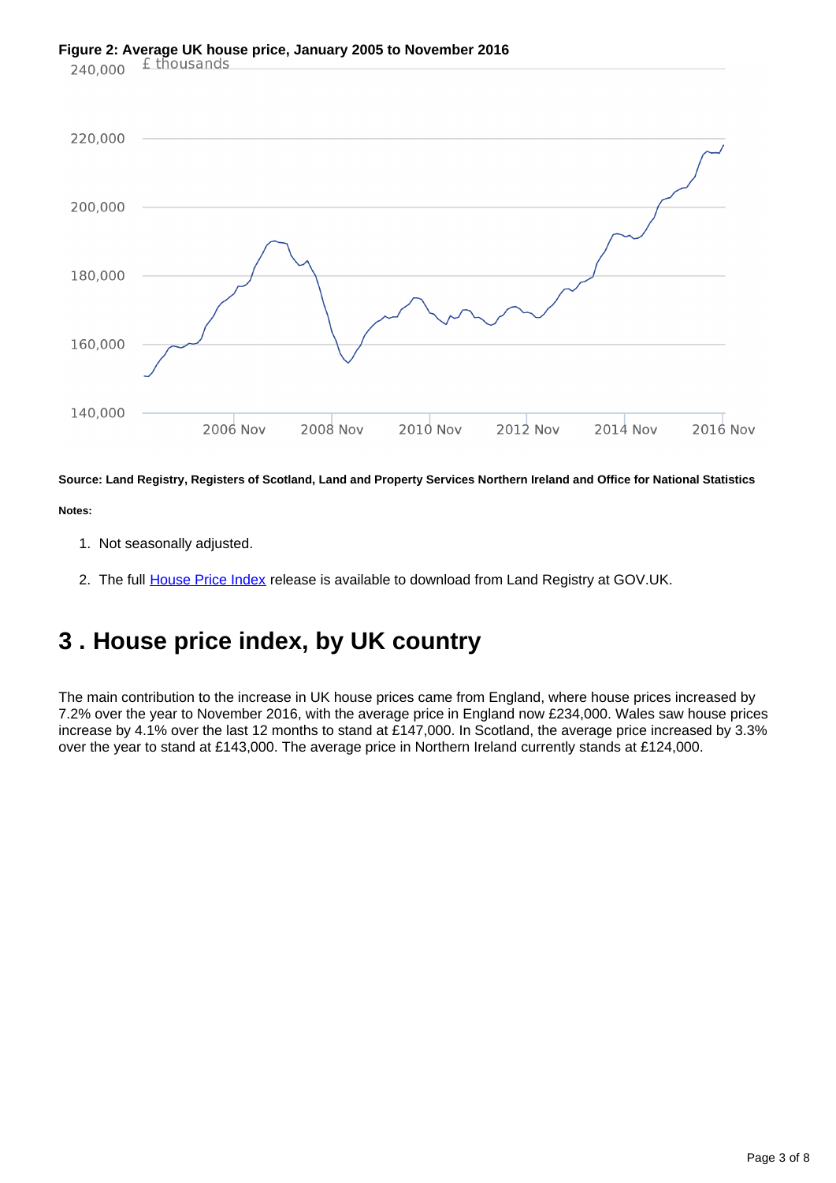**Figure 2: Average UK house price, January 2005 to November 2016**

**Source: Land Registry, Registers of Scotland, Land and Property Services Northern Ireland and Office for National Statistics**

**Notes:**

1. Not seasonally adjusted.
2. The full House Price Index release is available to download from Land Registry at GOV.UK.

# 3 . House price index, by UK country

The main contribution to the increase in UK house prices came from England, where house prices increased by 7.2% over the year to November 2016, with the average price in England now £234,000. Wales saw house prices increase by 4.1% over the last 12 months to stand at £147,000. In Scotland, the average price increased by 3.3% over the year to stand at £143,000. The average price in Northern Ireland currently stands at £124,000.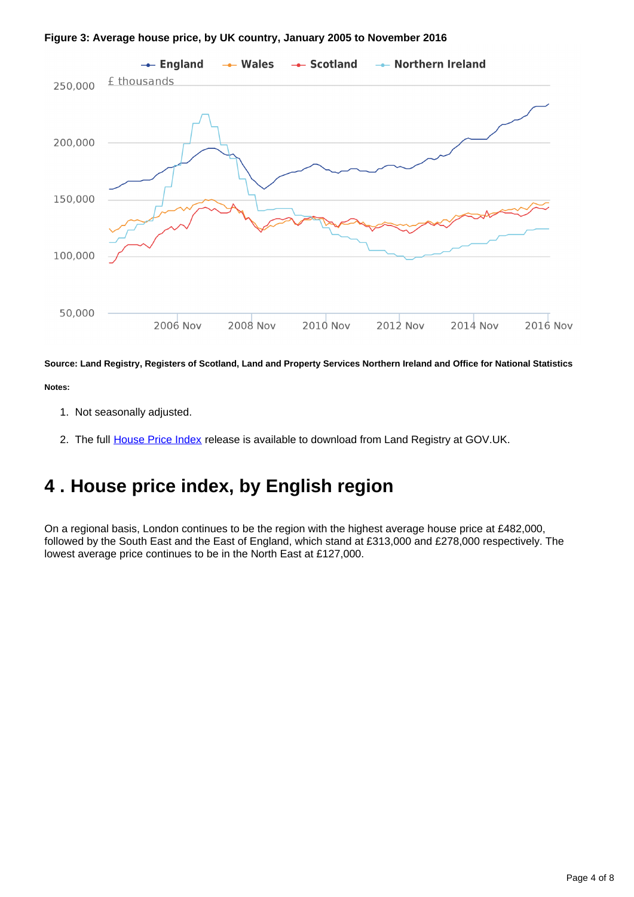**Figure 3: Average house price, by UK country, January 2005 to November 2016**

**Source: Land Registry, Registers of Scotland, Land and Property Services Northern Ireland and Office for National Statistics**

**Notes:**

1. Not seasonally adjusted.

2. The full House Price Index release is available to download from Land Registry at GOV.UK.

## 4 . House price index, by English region

On a regional basis, London continues to be the region with the highest average house price at £482,000, followed by the South East and the East of England, which stand at £313,000 and £278,000 respectively. The lowest average price continues to be in the North East at £127,000.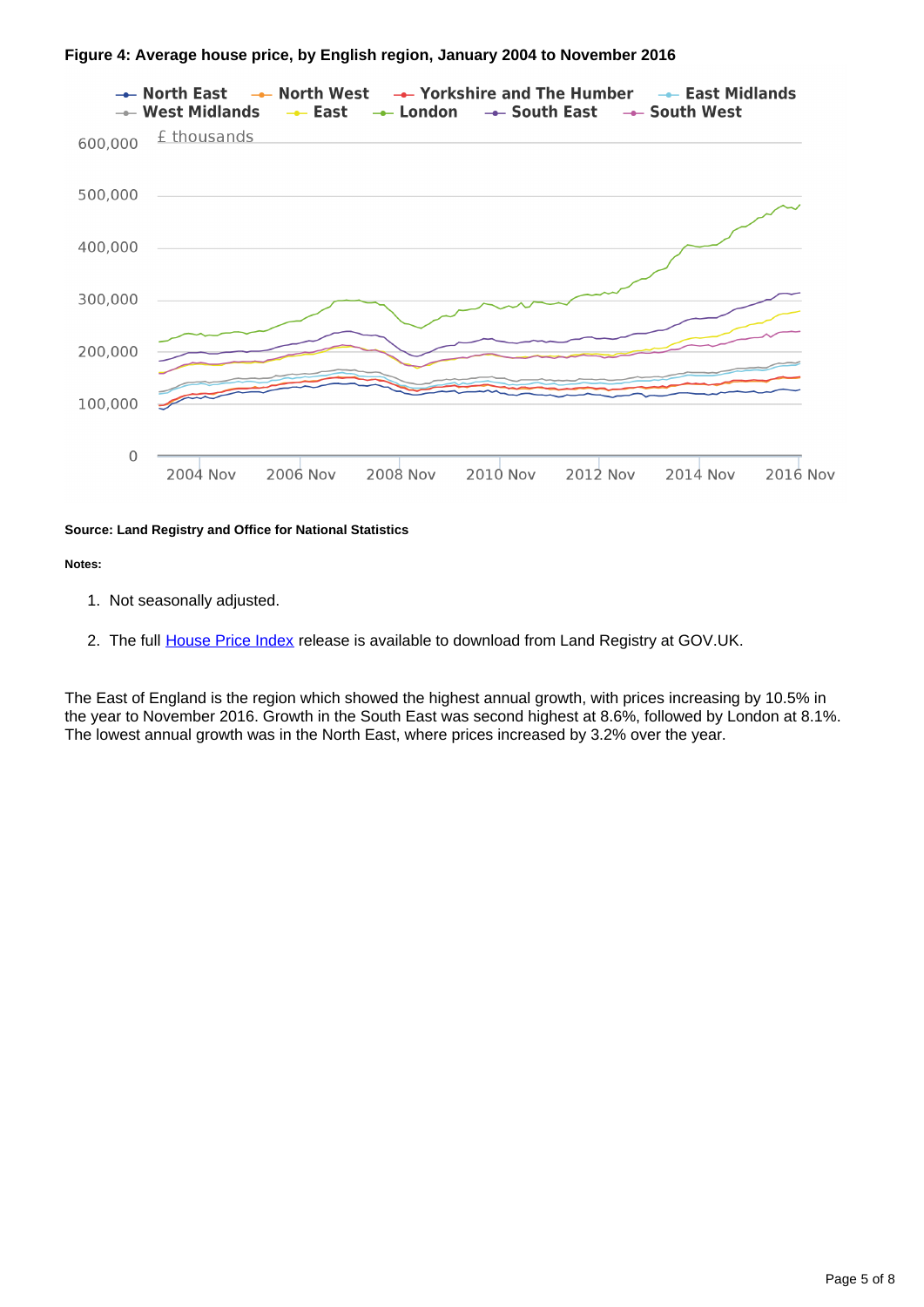**Figure 4: Average house price, by English region, January 2004 to November 2016**

**Source: Land Registry and Office for National Statistics**

**Notes:**

1. Not seasonally adjusted.
2. The full House Price Index release is available to download from Land Registry at GOV.UK.

The East of England is the region which showed the highest annual growth, with prices increasing by 10.5% in the year to November 2016. Growth in the South East was second highest at 8.6%, followed by London at 8.1%. The lowest annual growth was in the North East, where prices increased by 3.2% over the year.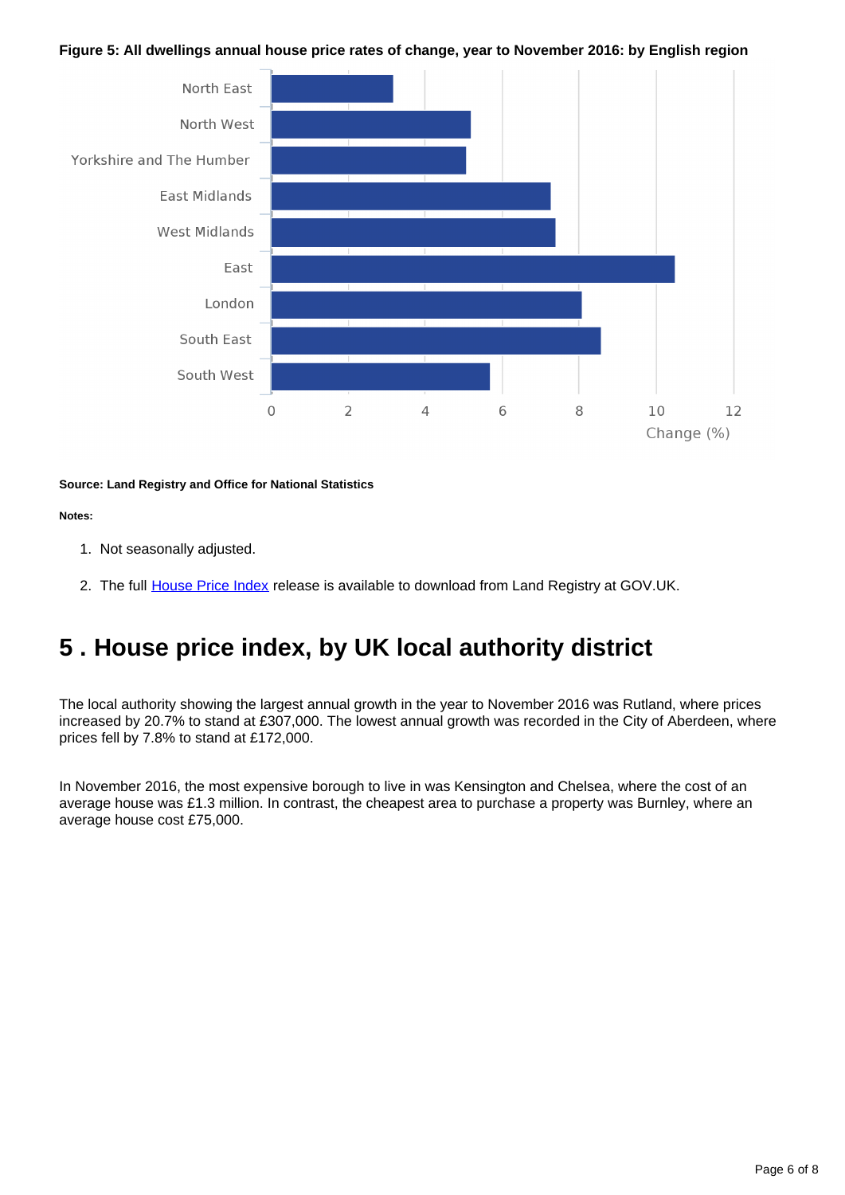**Figure 5: All dwellings annual house price rates of change, year to November 2016: by English region**

**Source: Land Registry and Office for National Statistics**

**Notes:**

1. Not seasonally adjusted.
2. The full House Price Index release is available to download from Land Registry at GOV.UK.

# 5 . House price index, by UK local authority district

The local authority showing the largest annual growth in the year to November 2016 was Rutland, where prices increased by 20.7% to stand at £307,000. The lowest annual growth was recorded in the City of Aberdeen, where prices fell by 7.8% to stand at £172,000.

In November 2016, the most expensive borough to live in was Kensington and Chelsea, where the cost of an average house was £1.3 million. In contrast, the cheapest area to purchase a property was Burnley, where an average house cost £75,000.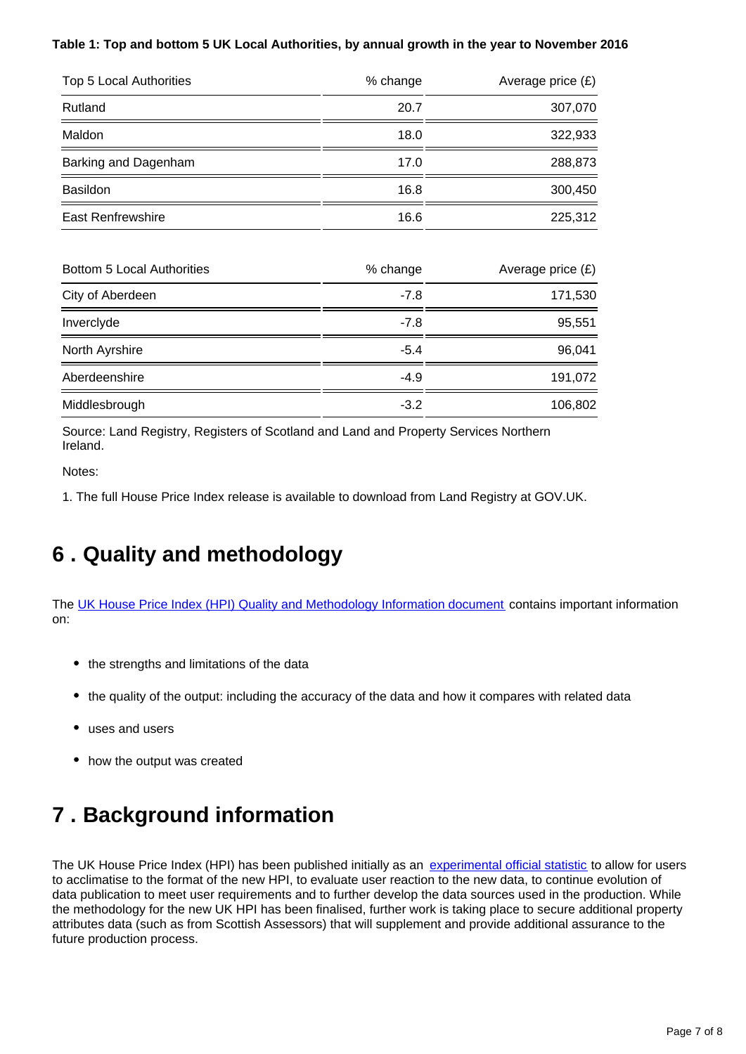**Table 1: Top and bottom 5 UK Local Authorities, by annual growth in the year to November 2016**

| Top 5 Local Authorities | % change | Average price (£) |
|---|---|---|
| Rutland | 20.7 | 307,070 |
| Maldon | 18.0 | 322,933 |
| Barking and Dagenham | 17.0 | 288,873 |
| Basildon | 16.8 | 300,450 |
| East Renfrewshire | 16.6 | 225,312 |

| Bottom 5 Local Authorities | % change | Average price (£) |
|---|---|---|
| City of Aberdeen | -7.8 | 171,530 |
| Inverclyde | -7.8 | 95,551 |
| North Ayrshire | -5.4 | 96,041 |
| Aberdeenshire | -4.9 | 191,072 |
| Middlesbrough | -3.2 | 106,802 |

Source: Land Registry, Registers of Scotland and Land and Property Services Northern Ireland.

Notes:

1. The full House Price Index release is available to download from Land Registry at GOV.UK.

# 6 . Quality and methodology

The UK House Price Index (HPI) Quality and Methodology Information document contains important information on:

- the strengths and limitations of the data
- the quality of the output: including the accuracy of the data and how it compares with related data
- uses and users
- how the output was created

# 7 . Background information

The UK House Price Index (HPI) has been published initially as an experimental official statistic to allow for users to acclimatise to the format of the new HPI, to evaluate user reaction to the new data, to continue evolution of data publication to meet user requirements and to further develop the data sources used in the production. While the methodology for the new UK HPI has been finalised, further work is taking place to secure additional property attributes data (such as from Scottish Assessors) that will supplement and provide additional assurance to the future production process.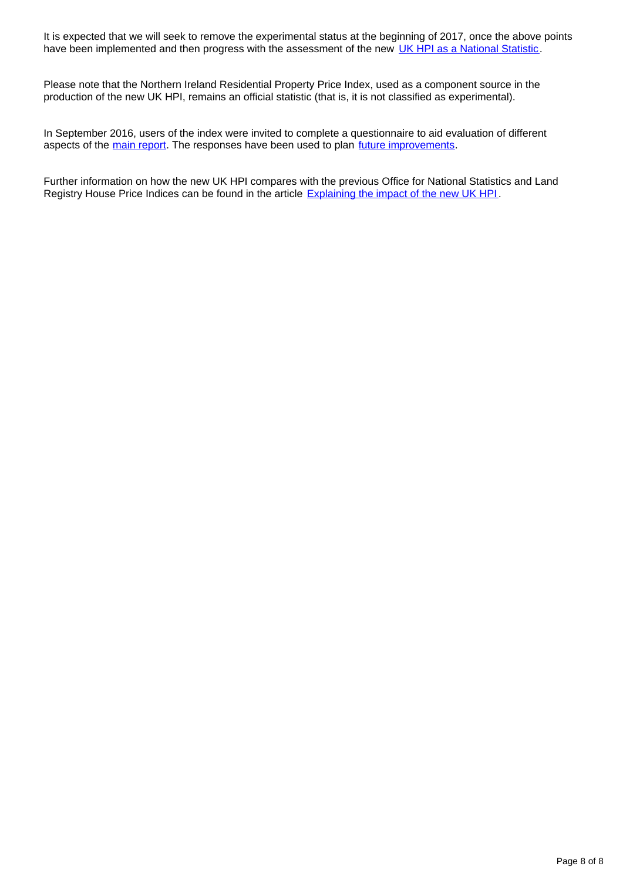It is expected that we will seek to remove the experimental status at the beginning of 2017, once the above points have been implemented and then progress with the assessment of the new [UK HPI as a National Statistic](#).

Please note that the Northern Ireland Residential Property Price Index, used as a component source in the production of the new UK HPI, remains an official statistic (that is, it is not classified as experimental).

In September 2016, users of the index were invited to complete a questionnaire to aid evaluation of different aspects of the [main report](#). The responses have been used to plan [future improvements](#).

Further information on how the new UK HPI compares with the previous Office for National Statistics and Land Registry House Price Indices can be found in the article [Explaining the impact of the new UK HPI](#).